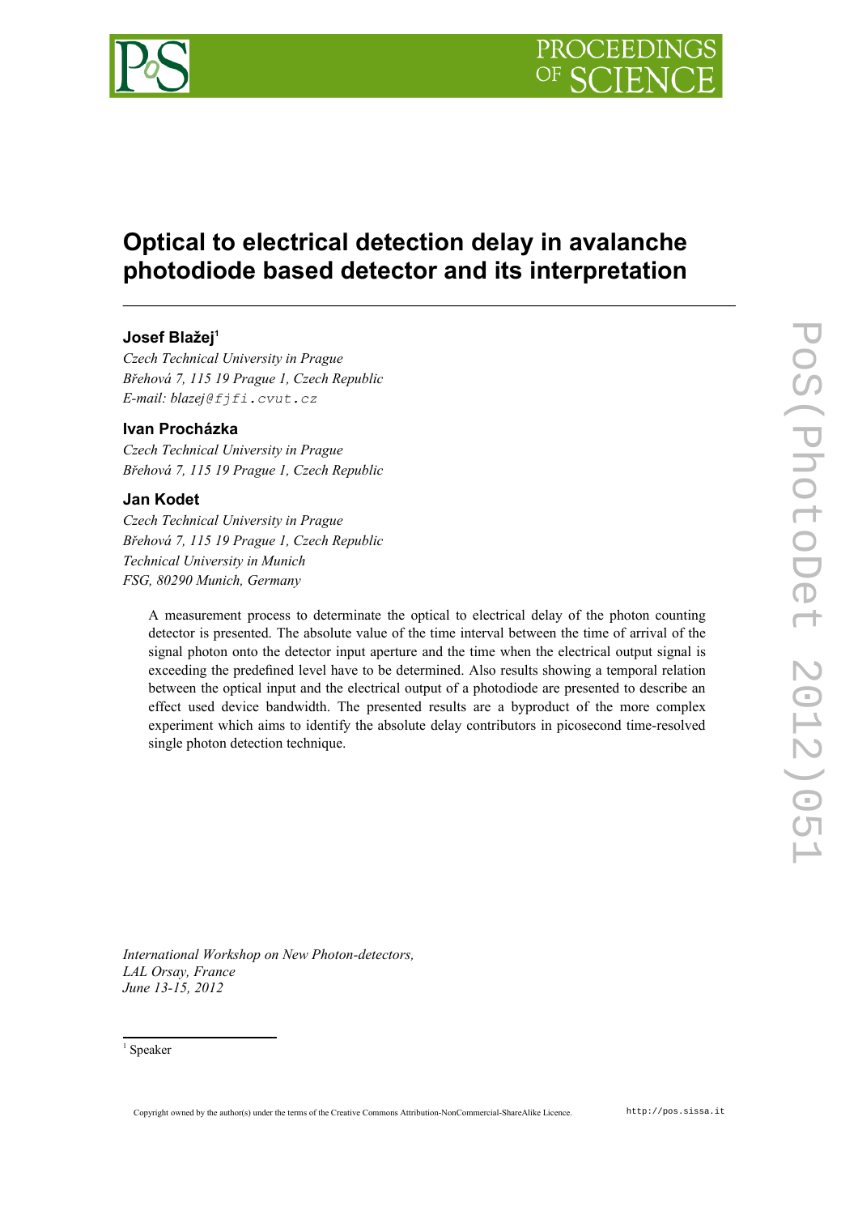# Optical to electrical detection delay in avalanche photodiode based detector and its interpretation

**Josef Blažej**[1]

*Czech Technical University in Prague*
*Břehová 7, 115 19 Prague 1, Czech Republic*
*E-mail:* blazej@fjfi.cvut.cz

**Ivan Procházka**

*Czech Technical University in Prague*
*Břehová 7, 115 19 Prague 1, Czech Republic*

**Jan Kodet**

*Czech Technical University in Prague*
*Břehová 7, 115 19 Prague 1, Czech Republic*
*Technical University in Munich*
*FSG, 80290 Munich, Germany*

A measurement process to determinate the optical to electrical delay of the photon counting detector is presented. The absolute value of the time interval between the time of arrival of the signal photon onto the detector input aperture and the time when the electrical output signal is exceeding the predefined level have to be determined. Also results showing a temporal relation between the optical input and the electrical output of a photodiode are presented to describe an effect used device bandwidth. The presented results are a byproduct of the more complex experiment which aims to identify the absolute delay contributors in picosecond time-resolved single photon detection technique.

*International Workshop on New Photon-detectors,*
*LAL Orsay, France*
*June 13-15, 2012*

[1] Speaker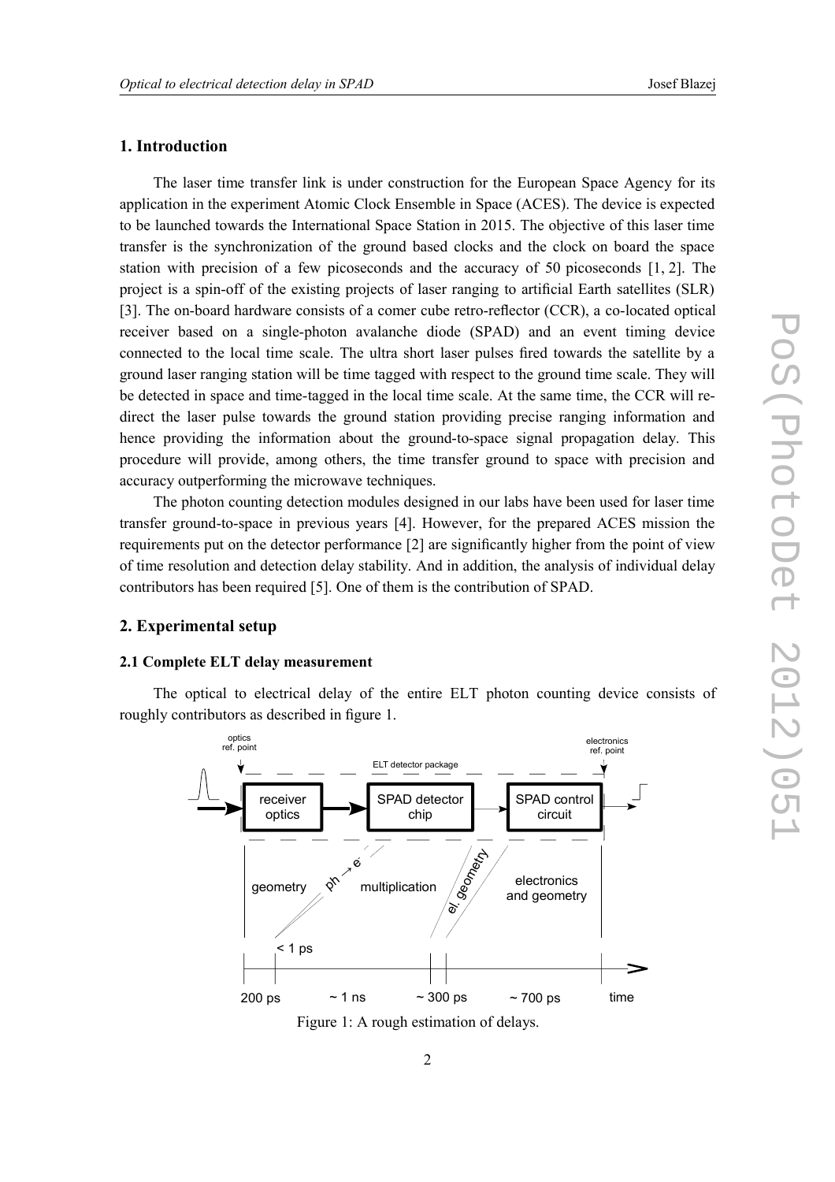## 1. Introduction

The laser time transfer link is under construction for the European Space Agency for its application in the experiment Atomic Clock Ensemble in Space (ACES). The device is expected to be launched towards the International Space Station in 2015. The objective of this laser time transfer is the synchronization of the ground based clocks and the clock on board the space station with precision of a few picoseconds and the accuracy of 50 picoseconds [1, 2]. The project is a spin-off of the existing projects of laser ranging to artificial Earth satellites (SLR) [3]. The on-board hardware consists of a comer cube retro-reflector (CCR), a co-located optical receiver based on a single-photon avalanche diode (SPAD) and an event timing device connected to the local time scale. The ultra short laser pulses fired towards the satellite by a ground laser ranging station will be time tagged with respect to the ground time scale. They will be detected in space and time-tagged in the local time scale. At the same time, the CCR will re-direct the laser pulse towards the ground station providing precise ranging information and hence providing the information about the ground-to-space signal propagation delay. This procedure will provide, among others, the time transfer ground to space with precision and accuracy outperforming the microwave techniques.

The photon counting detection modules designed in our labs have been used for laser time transfer ground-to-space in previous years [4]. However, for the prepared ACES mission the requirements put on the detector performance [2] are significantly higher from the point of view of time resolution and detection delay stability. And in addition, the analysis of individual delay contributors has been required [5]. One of them is the contribution of SPAD.

## 2. Experimental setup

### 2.1 Complete ELT delay measurement

The optical to electrical delay of the entire ELT photon counting device consists of roughly contributors as described in figure 1.

Figure 1: A rough estimation of delays.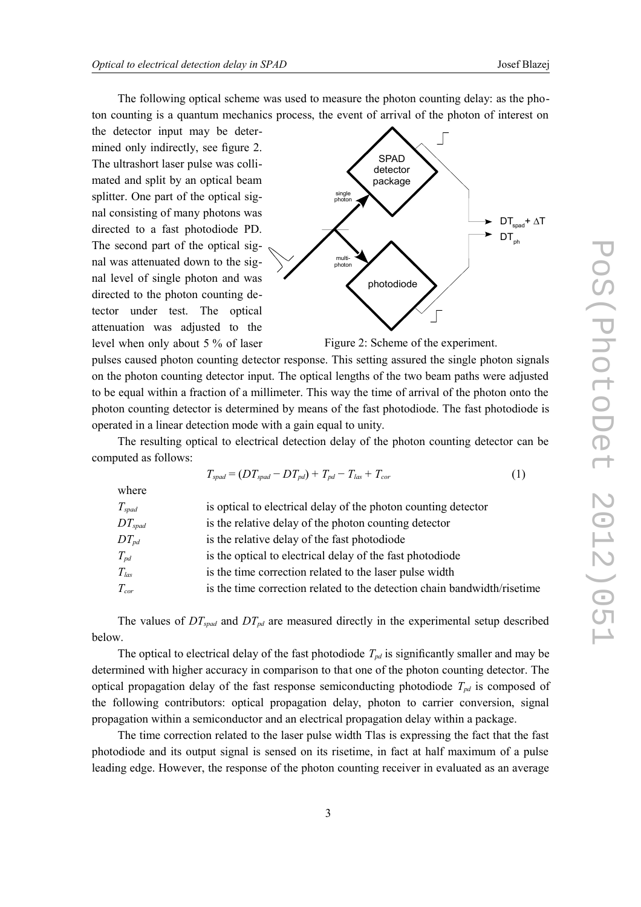The following optical scheme was used to measure the photon counting delay: as the photon counting is a quantum mechanics process, the event of arrival of the photon of interest on the detector input may be determined only indirectly, see figure 2. The ultrashort laser pulse was collimated and split by an optical beam splitter. One part of the optical signal consisting of many photons was directed to a fast photodiode PD. The second part of the optical signal was attenuated down to the signal level of single photon and was directed to the photon counting detector under test. The optical attenuation was adjusted to the level when only about 5 % of laser pulses caused photon counting detector response. This setting assured the single photon signals on the photon counting detector input. The optical lengths of the two beam paths were adjusted to be equal within a fraction of a millimeter. This way the time of arrival of the photon onto the photon counting detector is determined by means of the fast photodiode. The fast photodiode is operated in a linear detection mode with a gain equal to unity.

Figure 2: Scheme of the experiment.

The resulting optical to electrical detection delay of the photon counting detector can be computed as follows:

$$T_{spad} = (DT_{spad} - DT_{pd}) + T_{pd} - T_{las} + T_{cor} \qquad (1)$$

where

| | |
|---|---|
| $T_{spad}$ | is optical to electrical delay of the photon counting detector |
| $DT_{spad}$ | is the relative delay of the photon counting detector |
| $DT_{pd}$ | is the relative delay of the fast photodiode |
| $T_{pd}$ | is the optical to electrical delay of the fast photodiode |
| $T_{las}$ | is the time correction related to the laser pulse width |
| $T_{cor}$ | is the time correction related to the detection chain bandwidth/risetime |

The values of $DT_{spad}$ and $DT_{pd}$ are measured directly in the experimental setup described below.

The optical to electrical delay of the fast photodiode $T_{pd}$ is significantly smaller and may be determined with higher accuracy in comparison to that one of the photon counting detector. The optical propagation delay of the fast response semiconducting photodiode $T_{pd}$ is composed of the following contributors: optical propagation delay, photon to carrier conversion, signal propagation within a semiconductor and an electrical propagation delay within a package.

The time correction related to the laser pulse width Tlas is expressing the fact that the fast photodiode and its output signal is sensed on its risetime, in fact at half maximum of a pulse leading edge. However, the response of the photon counting receiver in evaluated as an average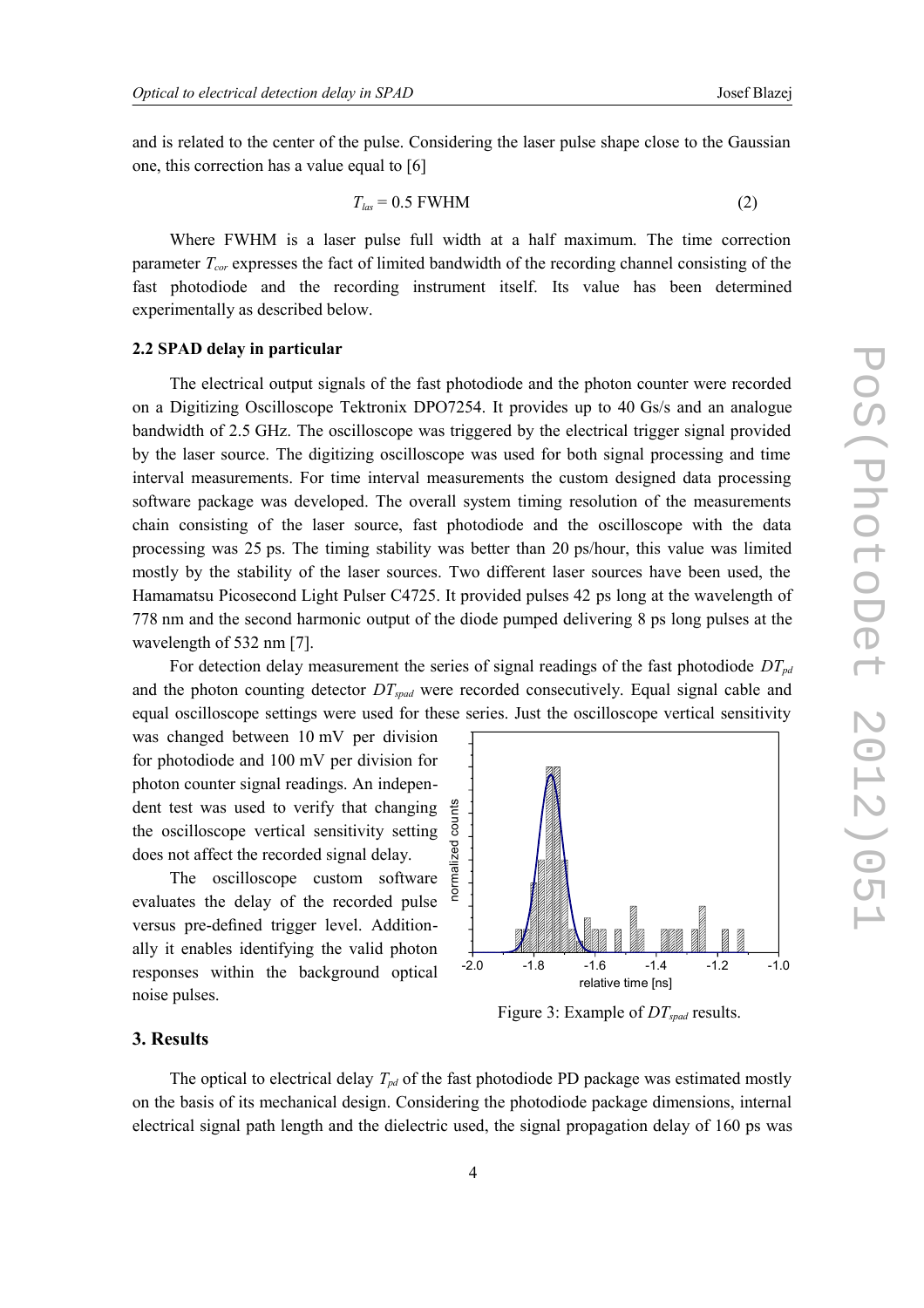and is related to the center of the pulse. Considering the laser pulse shape close to the Gaussian one, this correction has a value equal to [6]

$$T_{las} = 0.5 \text{ FWHM} \tag{2}$$

Where FWHM is a laser pulse full width at a half maximum. The time correction parameter $T_{cor}$ expresses the fact of limited bandwidth of the recording channel consisting of the fast photodiode and the recording instrument itself. Its value has been determined experimentally as described below.

### 2.2 SPAD delay in particular

The electrical output signals of the fast photodiode and the photon counter were recorded on a Digitizing Oscilloscope Tektronix DPO7254. It provides up to 40 Gs/s and an analogue bandwidth of 2.5 GHz. The oscilloscope was triggered by the electrical trigger signal provided by the laser source. The digitizing oscilloscope was used for both signal processing and time interval measurements. For time interval measurements the custom designed data processing software package was developed. The overall system timing resolution of the measurements chain consisting of the laser source, fast photodiode and the oscilloscope with the data processing was 25 ps. The timing stability was better than 20 ps/hour, this value was limited mostly by the stability of the laser sources. Two different laser sources have been used, the Hamamatsu Picosecond Light Pulser C4725. It provided pulses 42 ps long at the wavelength of 778 nm and the second harmonic output of the diode pumped delivering 8 ps long pulses at the wavelength of 532 nm [7].

For detection delay measurement the series of signal readings of the fast photodiode $DT_{pd}$ and the photon counting detector $DT_{spad}$ were recorded consecutively. Equal signal cable and equal oscilloscope settings were used for these series. Just the oscilloscope vertical sensitivity was changed between 10 mV per division for photodiode and 100 mV per division for photon counter signal readings. An independent test was used to verify that changing the oscilloscope vertical sensitivity setting does not affect the recorded signal delay.

The oscilloscope custom software evaluates the delay of the recorded pulse versus pre-defined trigger level. Additionally it enables identifying the valid photon responses within the background optical noise pulses.

Figure 3: Example of $DT_{spad}$ results.

## 3. Results

The optical to electrical delay $T_{pd}$ of the fast photodiode PD package was estimated mostly on the basis of its mechanical design. Considering the photodiode package dimensions, internal electrical signal path length and the dielectric used, the signal propagation delay of 160 ps was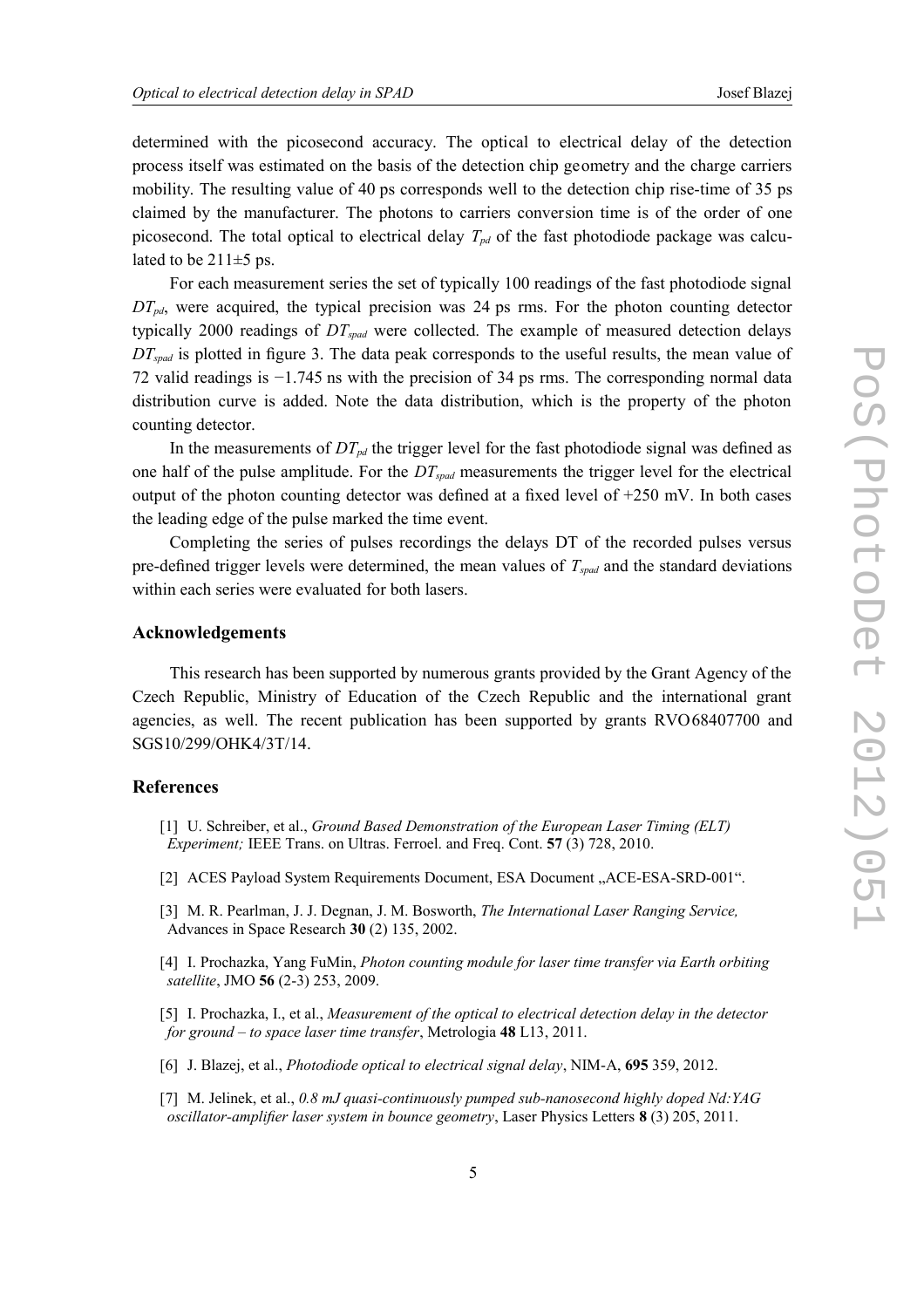determined with the picosecond accuracy. The optical to electrical delay of the detection process itself was estimated on the basis of the detection chip geometry and the charge carriers mobility. The resulting value of 40 ps corresponds well to the detection chip rise-time of 35 ps claimed by the manufacturer. The photons to carriers conversion time is of the order of one picosecond. The total optical to electrical delay $T_{pd}$ of the fast photodiode package was calculated to be 211±5 ps.

For each measurement series the set of typically 100 readings of the fast photodiode signal $DT_{pd}$, were acquired, the typical precision was 24 ps rms. For the photon counting detector typically 2000 readings of $DT_{spad}$ were collected. The example of measured detection delays $DT_{spad}$ is plotted in figure 3. The data peak corresponds to the useful results, the mean value of 72 valid readings is −1.745 ns with the precision of 34 ps rms. The corresponding normal data distribution curve is added. Note the data distribution, which is the property of the photon counting detector.

In the measurements of $DT_{pd}$ the trigger level for the fast photodiode signal was defined as one half of the pulse amplitude. For the $DT_{spad}$ measurements the trigger level for the electrical output of the photon counting detector was defined at a fixed level of +250 mV. In both cases the leading edge of the pulse marked the time event.

Completing the series of pulses recordings the delays DT of the recorded pulses versus pre-defined trigger levels were determined, the mean values of $T_{spad}$ and the standard deviations within each series were evaluated for both lasers.

### Acknowledgements

This research has been supported by numerous grants provided by the Grant Agency of the Czech Republic, Ministry of Education of the Czech Republic and the international grant agencies, as well. The recent publication has been supported by grants RVO68407700 and SGS10/299/OHK4/3T/14.

### References

[1] U. Schreiber, et al., *Ground Based Demonstration of the European Laser Timing (ELT) Experiment;* IEEE Trans. on Ultras. Ferroel. and Freq. Cont. **57** (3) 728, 2010.

[2] ACES Payload System Requirements Document, ESA Document „ACE-ESA-SRD-001“.

[3] M. R. Pearlman, J. J. Degnan, J. M. Bosworth, *The International Laser Ranging Service,* Advances in Space Research **30** (2) 135, 2002.

[4] I. Prochazka, Yang FuMin, *Photon counting module for laser time transfer via Earth orbiting satellite*, JMO **56** (2-3) 253, 2009.

[5] I. Prochazka, I., et al., *Measurement of the optical to electrical detection delay in the detector for ground – to space laser time transfer*, Metrologia **48** L13, 2011.

[6] J. Blazej, et al., *Photodiode optical to electrical signal delay*, NIM-A, **695** 359, 2012.

[7] M. Jelinek, et al., *0.8 mJ quasi-continuously pumped sub-nanosecond highly doped Nd:YAG oscillator-amplifier laser system in bounce geometry*, Laser Physics Letters **8** (3) 205, 2011.